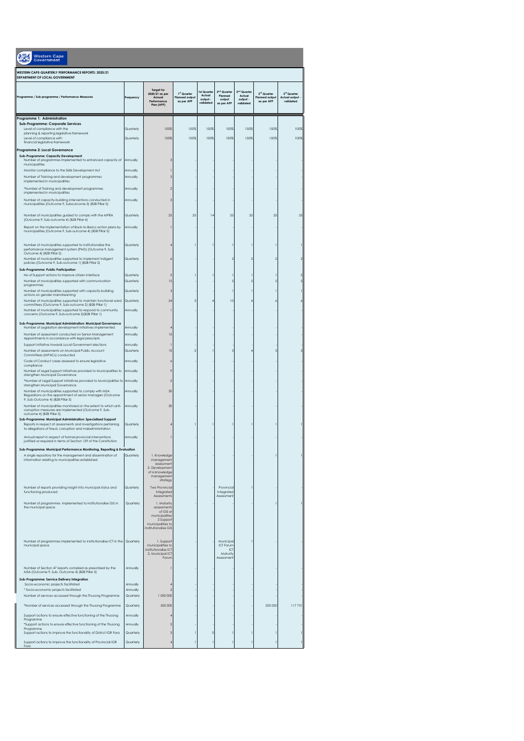Western Cape Government

# WESTERN CAPE-QUARTERLY PERFORMANCE REPORTS: 2020/21

## DEPARTMENT OF LOCAL GOVERNMENT

| Programme / Sub programme / Performance Measures | Frequency | Target for 2020/21 as per Annual Performance Plan (APP) | 1st Quarter Planned output as per APP | 1st Quarter Actual output - validated | 2nd Quarter Planned output as per APP | 2nd Quarter Actual output - validated | 3rd Quarter Planned output as per APP | 3rd Quarter Actual output - validated |
|---|---|---|---|---|---|---|---|---|
| **Programme 1: Administration** | | | | | | | | |
| **Sub-Programme: Corporate Services** | | | | | | | | |
| Level of compliance with the planning & reporting legislative framework | Quarterly | 100% | 100% | 100% | 100% | 100% | 100% | 100% |
| Level of compliance with financial legislative framework | Quarterly | 100% | 100% | 100% | 100% | 100% | 100% | 100% |
| **Programme 2: Local Governance** | | | | | | | | |
| **Sub-Programme: Capacity Development** | | | | | | | | |
| Number of programmes implemented to enhanced capacity of municipalities | Annually | 3 | - | - | - | - | - | - |
| Monitor compliance to the Skills Development Act | Annually | 1 | - | - | - | - | - | - |
| Number of Training and development programmes implemented in municipalities | Annually | 3 | - | - | - | - | - | - |
| *Number of Training and development programmes implemented in municipalities | Annually | 2 | - | - | - | - | - | - |
| Number of capacity-building interventions conducted in municipalities (Outcome 9, Suboutcome 3) (B2B Pillar 5) | Annually | 3 | - | - | - | - | - | - |
| Number of municipalities guided to comply with the MPRA (Outcome 9: Sub-outcome 4) (B2B Pillar 4) | Quarterly | 25 | 25 | 14 | 25 | 25 | 25 | 25 |
| Report on the implementation of Back-to-Basics action plans by municipalities (Outcome 9, Sub-outcome 4) (B2B Pillar 5) | Annually | 1 | - | - | - | - | - | - |
| Number of municipalities supported to institutionalise the performance management system (PMS) (Outcome 9, Sub-Outcome 4) (B2B Pillar 5) | Quarterly | 4 | 1 | 1 | 1 | 1 | 1 | 1 |
| Number of municipalities supported to implement indigent policies (Outcome 9, Sub-outcome 1) (B2B Pillar 2) | Quarterly | 6 | - | - | 2 | 2 | 2 | 2 |
| **Sub-Programme: Public Participation** | | | | | | | | |
| No of Support actions to improve citizen interface | Quarterly | 5 | 1 | 1 | 1 | 1 | 1 | 2 |
| Number of municipalities supported with communication programmes | Quarterly | 15 | - | - | 5 | 5 | 5 | 5 |
| Number of municipalities supported with capacity-building actions on gender mainstreaming | Quarterly | 3 | - | - | 1 | 1 | 1 | 1 |
| Number of municipalities supported to maintain functional ward committees (Outcome 9, Sub-outcome 2) (B2B Pillar 1) | Quarterly | 24 | 3 | 4 | 10 | 4 | 6 | 6 |
| Number of municipalities supported to respond to community concerns (Outcome 9, Sub-outcome 2)(B2B Pillar 1) | Annually | 1 | - | - | - | - | - | - |
| **Sub-Programme: Municipal Administration: Municipal Governance** | | | | | | | | |
| Number of Legislation development initiatives implemented | Annually | 4 | - | - | - | - | - | - |
| Number of assessment conducted on Senior Management Appointments in accordance with legal prescripts | Annually | 15 | - | - | - | - | - | - |
| Support initiative towards Local Government elections | Annually | 1 | - | - | - | - | - | - |
| Number of assessments on Municipal Public Account Committees (MPACs) conducted | Quarterly | 10 | 2 | 1 | 3 | 4 | 3 | 3 |
| Code of Conduct cases assessed to ensure legislative compliance | Annually | 6 | - | - | - | - | - | - |
| Number of Legal Support initiatives provided to Municipalities to strengthen Municipal Governance | Annually | 9 | - | - | - | - | - | - |
| *Number of Legal Support initiatives provided to Municipalities to strengthen Municipal Governance | Annually | 5 | - | - | - | - | - | - |
| Number of municipalities supported to comply with MSA Regulations on the appointment of senior managers (Outcome 9, Sub-Outcome 4) (B2B Pillar 5) | Annually | 30 | - | - | - | - | - | - |
| Number of municipalities monitored on the extent to which anti-corruption measures are implemented (Outcome 9, Sub-outcome 4) (B2B Pillar 3) | Annually | 30 | - | - | - | - | - | - |
| **Sub-Programme: Municipal Administration: Specialised Support** | | | | | | | | |
| Reports in respect of assessments and investigations pertaining to allegations of fraud, corruption and maladministration | Quarterly | 4 | 1 | 1 | 1 | 1 | 1 | 1 |
| Annual report in respect of formal provincial interventions justified or required in terms of Section 139 of the Constitution | Annually | 1 | - | - | - | - | - | - |
| **Sub-Programme: Municipal Performance Monitoring, Reporting & Evaluation** | | | | | | | | |
| A single repository for the management and dissemination of information relating to municipalities established | Quarterly | 1. Knowledge management assessment 2. Development of a knowledge management strategy | - | - | - | - | 1 | 1 |
| Number of reports providing insight into municipal status and functioning produced | Quarterly | Two Provincial Integrated Assessments | - | - | Provincial Integrated Assessment | 1 | - | - |
| Number of programmes implemented to institutionalise GIS in the municipal space | Quarterly | 1. Maturity assessments of GIS at municipalities 2 Support municipalities to institutionalise GIS | - | - | - | - | 1 | 1 |
| Number of programmes implemented to institutionalise ICT in the municipal space | Quarterly | 1. Support municipalities to institutionalise ICT 2. Municipal ICT Forum | - | - | Municipal ICT Forum ICT Maturity Assessment | 1 | - | - |
| Number of Section 47 reports compiled as prescribed by the MSA (Outcome 9, Sub- Outcome 4) (B2B Pillar 5) | Annually | 1 | - | - | - | - | - | - |
| **Sub-Programme: Service Delivery Integration** | | | | | | | | |
| Socio-economic projects facilitated | Annually | 4 | - | - | - | - | - | - |
| * Socio-economic projects facilitated | Annually | 2 | - | - | - | - | - | - |
| Number of services accessed through the Thusong Programme | Quarterly | 1 000 000 | - | - | - | - | - | - |
| *Number of services accessed through the Thusong Programme | Quarterly | 500 000 | - | - | - | - | 250 000 | 117 731 |
| Support actions to ensure effective functioning of the Thusong Programme | Annually | 4 | - | - | - | - | - | - |
| *Support actions to ensure effective functioning of the Thusong Programme | Annually | 2 | - | - | - | - | - | - |
| Support actions to improve the functionality of District IGR Fora | Quarterly | 3 | 1 | 0 | 1 | 1 | 1 | 1 |
| Support actions to improve the functionality of Provincial IGR Fora | Quarterly | 4 | 1 | 1 | 1 | 1 | 1 | 1 |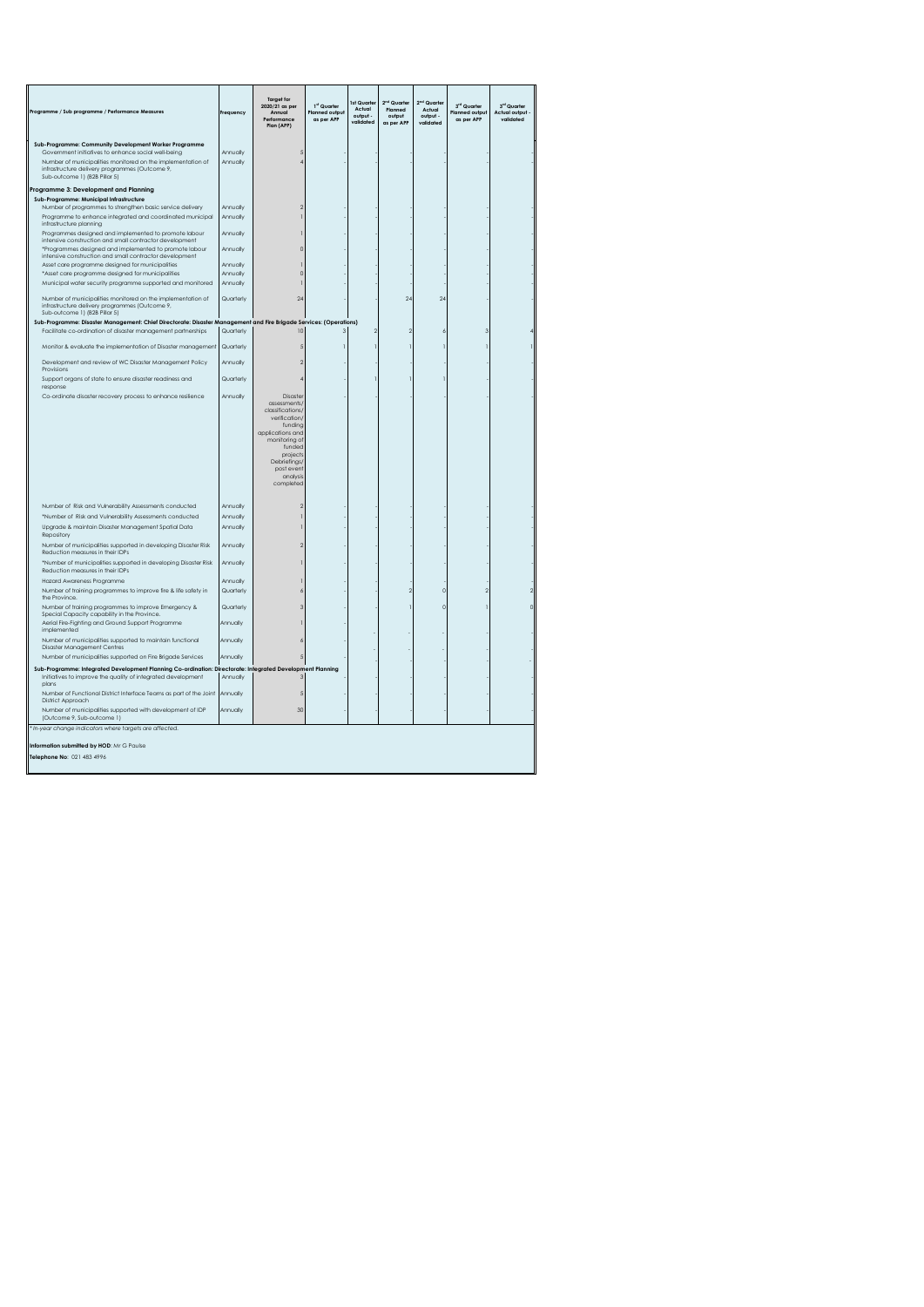| Programme / Sub programme / Performance Measures | Frequency | Target for 2020/21 as per Annual Performance Plan (APP) | 1st Quarter Planned output as per APP | 1st Quarter Actual output - validated | 2nd Quarter Planned output as per APP | 2nd Quarter Actual output - validated | 3rd Quarter Planned output as per APP | 3rd Quarter Actual output - validated |
|---|---|---|---|---|---|---|---|---|
| **Sub-Programme: Community Development Worker Programme** | | | | | | | | |
| Government initiatives to enhance social well-being | Annually | 5 | - | - | - | - | - | - |
| Number of municipalities monitored on the implementation of infrastructure delivery programmes (Outcome 9, Sub-outcome 1) (B2B Pillar 5) | Annually | 4 | - | - | - | - | - | - |
| **Programme 3: Development and Planning** | | | | | | | | |
| **Sub-Programme: Municipal Infrastructure** | | | | | | | | |
| Number of programmes to strengthen basic service delivery | Annually | 2 | - | - | - | - | - | - |
| Programme to enhance integrated and coordinated municipal infrastructure planning | Annually | 1 | - | - | - | - | - | - |
| Programmes designed and implemented to promote labour intensive construction and small contractor development | Annually | 1 | - | - | - | - | - | - |
| *Programmes designed and implemented to promote labour intensive construction and small contractor development | Annually | 0 | - | - | - | - | - | - |
| Asset care programme designed for municipalities | Annually | 1 | - | - | - | - | - | - |
| *Asset care programme designed for municipalities | Annually | 0 | - | - | - | - | - | - |
| Municipal water security programme supported and monitored | Annually | 1 | - | - | - | - | - | - |
| Number of municipalities monitored on the implementation of infrastructure delivery programmes (Outcome 9, Sub-outcome 1) (B2B Pillar 5) | Quarterly | 24 | - | - | 24 | 24 | - | - |
| **Sub-Programme: Disaster Management: Chief Directorate: Disaster Management and Fire Brigade Services: (Operations)** | | | | | | | | |
| Facilitate co-ordination of disaster management partnerships | Quarterly | 10 | 3 | 2 | 2 | 6 | 3 | 4 |
| Monitor & evaluate the implementation of Disaster management | Quarterly | 5 | 1 | 1 | 1 | 1 | 1 | 1 |
| Development and review of WC Disaster Management Policy Provisions | Annually | 2 | - | - | - | - | - | - |
| Support organs of state to ensure disaster readiness and response | Quarterly | 4 | - | 1 | 1 | 1 | - | - |
| Co-ordinate disaster recovery process to enhance resilience | Annually | Disaster assessments/ classifications/ verification/ funding applications and monitoring of funded projects Debriefings/ post event analysis completed | - | - | - | - | - | - |
| Number of Risk and Vulnerability Assessments conducted | Annually | 2 | - | - | - | - | - | - |
| *Number of Risk and Vulnerability Assessments conducted | Annually | 1 | - | - | - | - | - | - |
| Upgrade & maintain Disaster Management Spatial Data Repository | Annually | 1 | - | - | - | - | - | - |
| Number of municipalities supported in developing Disaster Risk Reduction measures in their IDPs | Annually | 2 | - | - | - | - | - | - |
| *Number of municipalities supported in developing Disaster Risk Reduction measures in their IDPs | Annually | 1 | - | - | - | - | - | - |
| Hazard Awareness Programme | Annually | 1 | - | - | - | - | - | - |
| Number of training programmes to improve fire & life safety in the Province. | Quarterly | 6 | - | - | 2 | 0 | 2 | 2 |
| Number of training programmes to improve Emergency & Special Capacity capability in the Province. | Quarterly | 3 | - | - | 1 | 0 | 1 | 0 |
| Aerial Fire-Fighting and Ground Support Programme implemented | Annually | 1 | - | - | - | - | - | - |
| Number of municipalities supported to maintain functional Disaster Management Centres | Annually | 6 | - | - | - | - | - | - |
| Number of municipalities supported on Fire Brigade Services | Annually | 5 | - | - | - | - | - | - |
| **Sub-Programme: Integrated Development Planning Co-ordination: Directorate: Integrated Development Planning** | | | | | | | | |
| Initiatives to improve the quality of integrated development plans | Annually | 3 | - | - | - | - | - | - |
| Number of Functional District Interface Teams as part of the Joint District Approach | Annually | 5 | - | - | - | - | - | - |
| Number of municipalities supported with development of IDP (Outcome 9, Sub-outcome 1) | Annually | 30 | - | - | - | - | - | - |

*\* In-year change indicators where targets are affected.*

**Information submitted by HOD**: Mr G Paulse

**Telephone No**: 021 483 4996